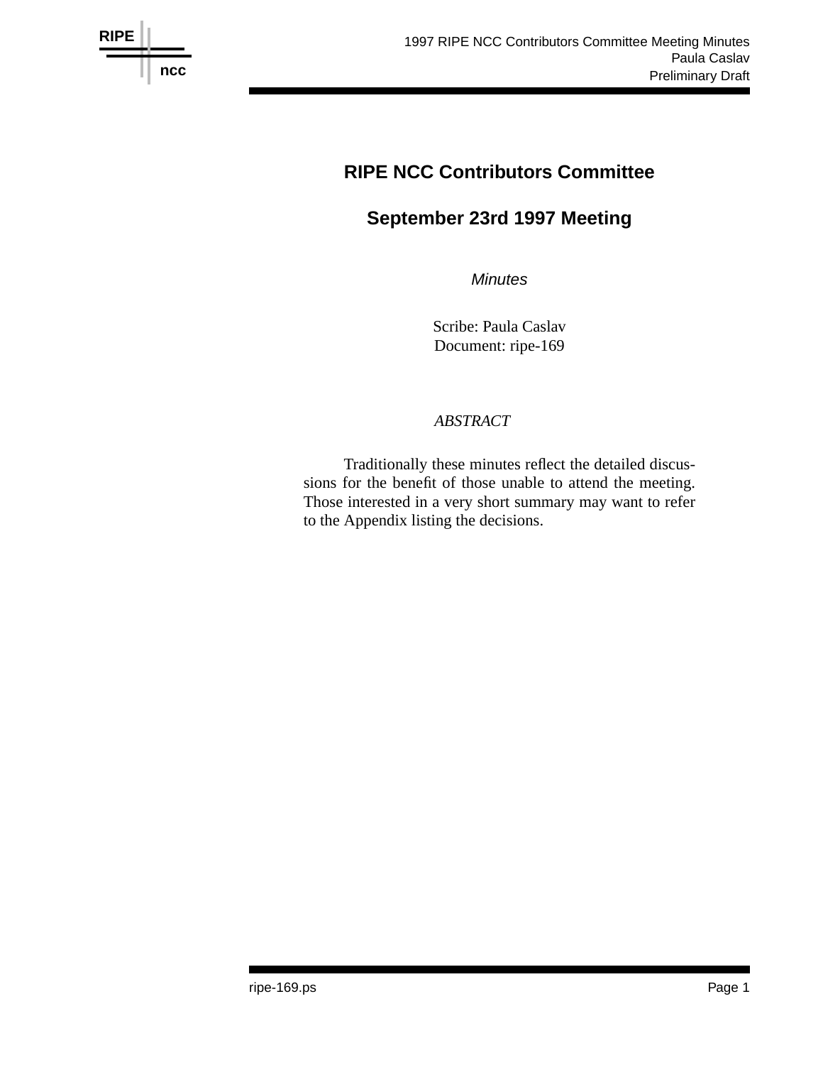# RIPE NCC Contributors Committee

## September 23rd 1997 Meeting

*Minutes*

Scribe: Paula Caslav
Document: ripe-169

*ABSTRACT*

Traditionally these minutes reflect the detailed discussions for the benefit of those unable to attend the meeting. Those interested in a very short summary may want to refer to the Appendix listing the decisions.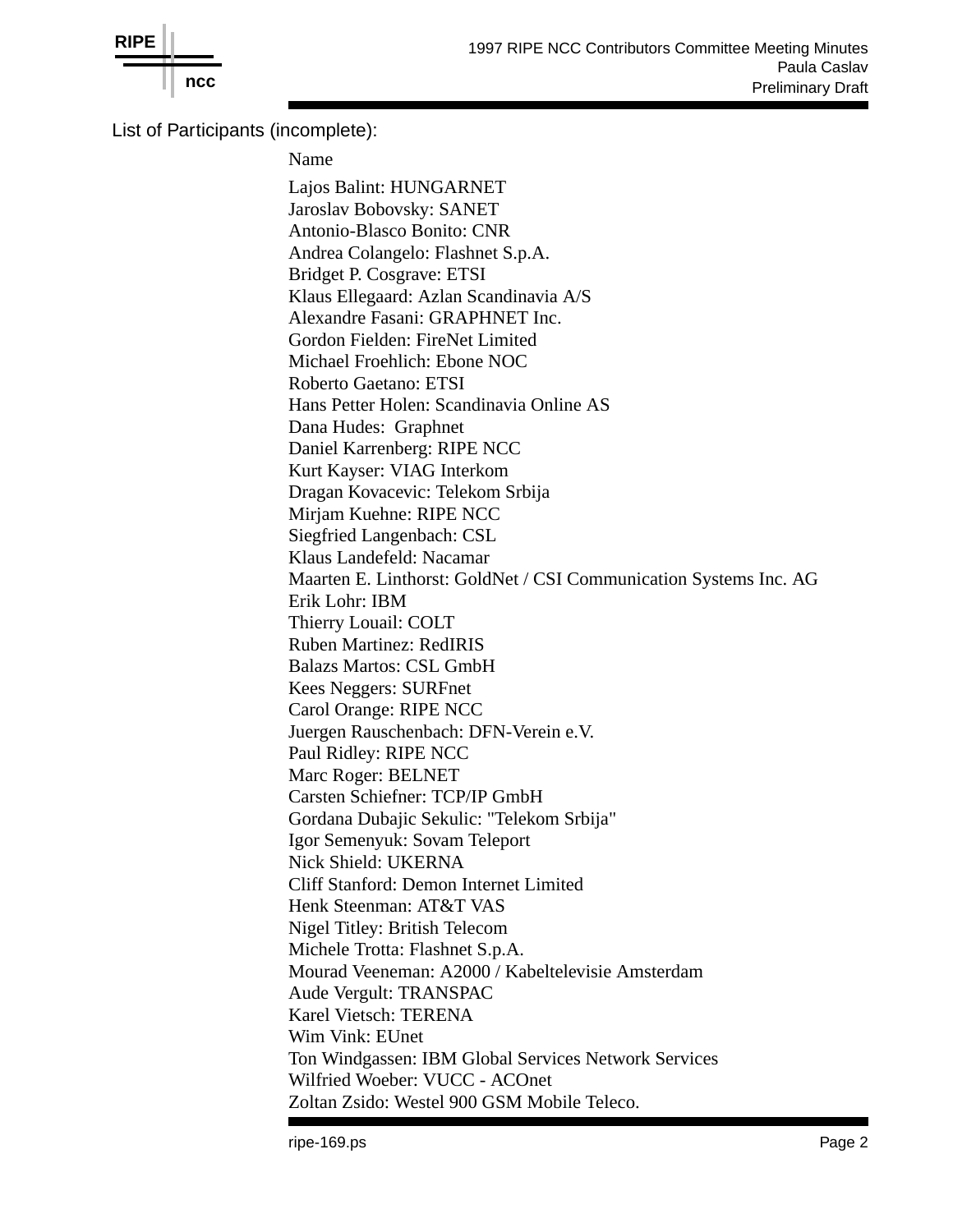List of Participants (incomplete):

Name

Lajos Balint: HUNGARNET
Jaroslav Bobovsky: SANET
Antonio-Blasco Bonito: CNR
Andrea Colangelo: Flashnet S.p.A.
Bridget P. Cosgrave: ETSI
Klaus Ellegaard: Azlan Scandinavia A/S
Alexandre Fasani: GRAPHNET Inc.
Gordon Fielden: FireNet Limited
Michael Froehlich: Ebone NOC
Roberto Gaetano: ETSI
Hans Petter Holen: Scandinavia Online AS
Dana Hudes: Graphnet
Daniel Karrenberg: RIPE NCC
Kurt Kayser: VIAG Interkom
Dragan Kovacevic: Telekom Srbija
Mirjam Kuehne: RIPE NCC
Siegfried Langenbach: CSL
Klaus Landefeld: Nacamar
Maarten E. Linthorst: GoldNet / CSI Communication Systems Inc. AG
Erik Lohr: IBM
Thierry Louail: COLT
Ruben Martinez: RedIRIS
Balazs Martos: CSL GmbH
Kees Neggers: SURFnet
Carol Orange: RIPE NCC
Juergen Rauschenbach: DFN-Verein e.V.
Paul Ridley: RIPE NCC
Marc Roger: BELNET
Carsten Schiefner: TCP/IP GmbH
Gordana Dubajic Sekulic: "Telekom Srbija"
Igor Semenyuk: Sovam Teleport
Nick Shield: UKERNA
Cliff Stanford: Demon Internet Limited
Henk Steenman: AT&T VAS
Nigel Titley: British Telecom
Michele Trotta: Flashnet S.p.A.
Mourad Veeneman: A2000 / Kabeltelevisie Amsterdam
Aude Vergult: TRANSPAC
Karel Vietsch: TERENA
Wim Vink: EUnet
Ton Windgassen: IBM Global Services Network Services
Wilfried Woeber: VUCC - ACOnet
Zoltan Zsido: Westel 900 GSM Mobile Teleco.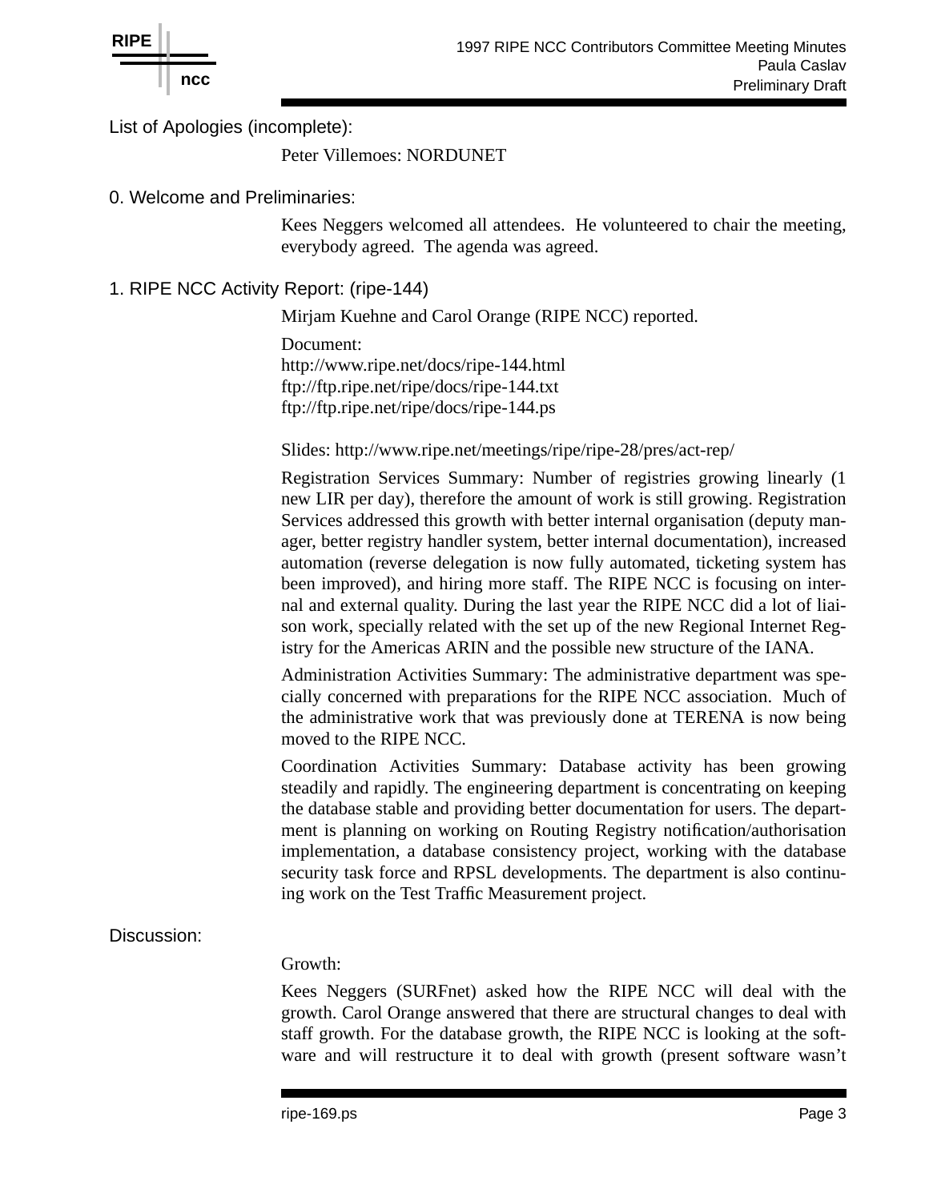List of Apologies (incomplete):

Peter Villemoes: NORDUNET

0. Welcome and Preliminaries:

Kees Neggers welcomed all attendees. He volunteered to chair the meeting, everybody agreed. The agenda was agreed.

1. RIPE NCC Activity Report: (ripe-144)

Mirjam Kuehne and Carol Orange (RIPE NCC) reported.

Document:
http://www.ripe.net/docs/ripe-144.html
ftp://ftp.ripe.net/ripe/docs/ripe-144.txt
ftp://ftp.ripe.net/ripe/docs/ripe-144.ps

Slides: http://www.ripe.net/meetings/ripe/ripe-28/pres/act-rep/

Registration Services Summary: Number of registries growing linearly (1 new LIR per day), therefore the amount of work is still growing. Registration Services addressed this growth with better internal organisation (deputy manager, better registry handler system, better internal documentation), increased automation (reverse delegation is now fully automated, ticketing system has been improved), and hiring more staff. The RIPE NCC is focusing on internal and external quality. During the last year the RIPE NCC did a lot of liaison work, specially related with the set up of the new Regional Internet Registry for the Americas ARIN and the possible new structure of the IANA.

Administration Activities Summary: The administrative department was specially concerned with preparations for the RIPE NCC association. Much of the administrative work that was previously done at TERENA is now being moved to the RIPE NCC.

Coordination Activities Summary: Database activity has been growing steadily and rapidly. The engineering department is concentrating on keeping the database stable and providing better documentation for users. The department is planning on working on Routing Registry notification/authorisation implementation, a database consistency project, working with the database security task force and RPSL developments. The department is also continuing work on the Test Traffic Measurement project.

Discussion:

Growth:

Kees Neggers (SURFnet) asked how the RIPE NCC will deal with the growth. Carol Orange answered that there are structural changes to deal with staff growth. For the database growth, the RIPE NCC is looking at the software and will restructure it to deal with growth (present software wasn't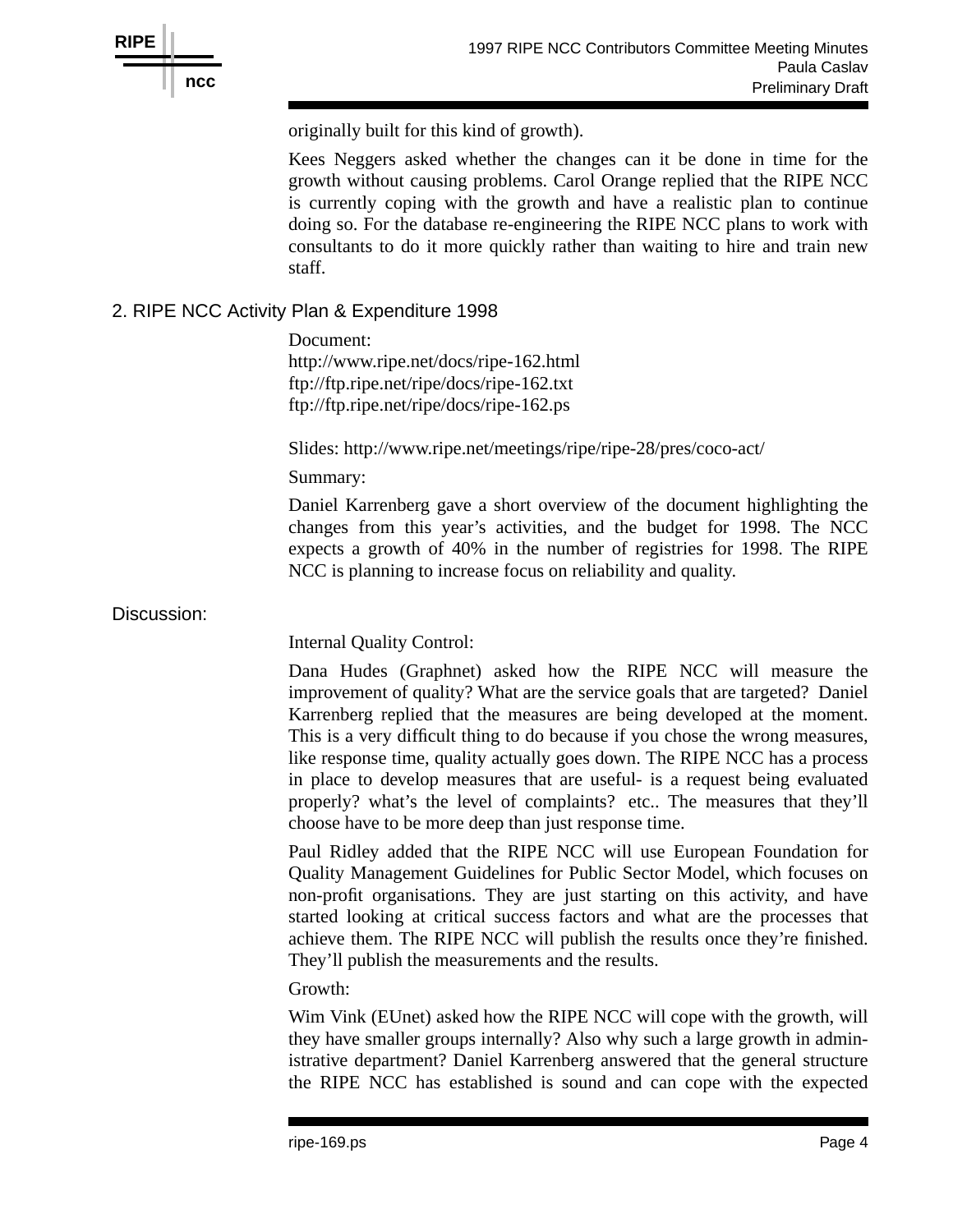originally built for this kind of growth).

Kees Neggers asked whether the changes can it be done in time for the growth without causing problems. Carol Orange replied that the RIPE NCC is currently coping with the growth and have a realistic plan to continue doing so. For the database re-engineering the RIPE NCC plans to work with consultants to do it more quickly rather than waiting to hire and train new staff.

## 2. RIPE NCC Activity Plan & Expenditure 1998

Document:
http://www.ripe.net/docs/ripe-162.html
ftp://ftp.ripe.net/ripe/docs/ripe-162.txt
ftp://ftp.ripe.net/ripe/docs/ripe-162.ps

Slides: http://www.ripe.net/meetings/ripe/ripe-28/pres/coco-act/

Summary:

Daniel Karrenberg gave a short overview of the document highlighting the changes from this year's activities, and the budget for 1998. The NCC expects a growth of 40% in the number of registries for 1998. The RIPE NCC is planning to increase focus on reliability and quality.

Discussion:

Internal Quality Control:

Dana Hudes (Graphnet) asked how the RIPE NCC will measure the improvement of quality? What are the service goals that are targeted? Daniel Karrenberg replied that the measures are being developed at the moment. This is a very difficult thing to do because if you chose the wrong measures, like response time, quality actually goes down. The RIPE NCC has a process in place to develop measures that are useful- is a request being evaluated properly? what's the level of complaints? etc.. The measures that they'll choose have to be more deep than just response time.

Paul Ridley added that the RIPE NCC will use European Foundation for Quality Management Guidelines for Public Sector Model, which focuses on non-profit organisations. They are just starting on this activity, and have started looking at critical success factors and what are the processes that achieve them. The RIPE NCC will publish the results once they're finished. They'll publish the measurements and the results.

Growth:

Wim Vink (EUnet) asked how the RIPE NCC will cope with the growth, will they have smaller groups internally? Also why such a large growth in administrative department? Daniel Karrenberg answered that the general structure the RIPE NCC has established is sound and can cope with the expected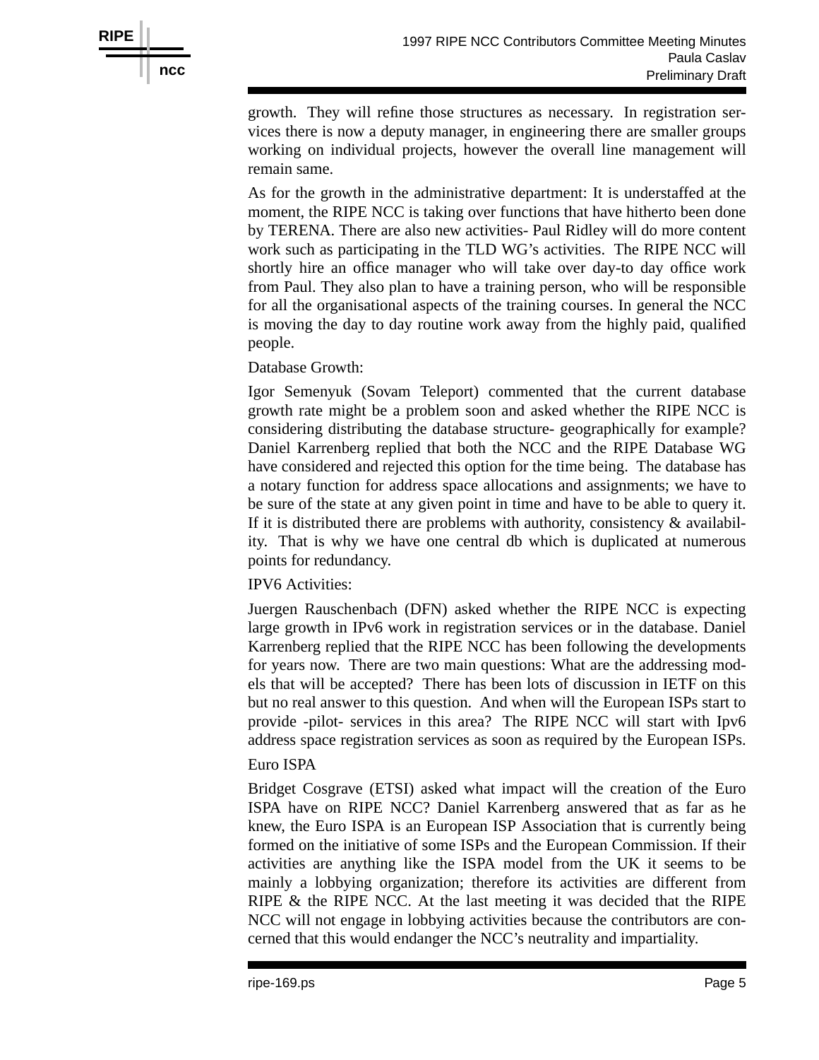growth. They will refine those structures as necessary. In registration services there is now a deputy manager, in engineering there are smaller groups working on individual projects, however the overall line management will remain same.

As for the growth in the administrative department: It is understaffed at the moment, the RIPE NCC is taking over functions that have hitherto been done by TERENA. There are also new activities- Paul Ridley will do more content work such as participating in the TLD WG's activities. The RIPE NCC will shortly hire an office manager who will take over day-to day office work from Paul. They also plan to have a training person, who will be responsible for all the organisational aspects of the training courses. In general the NCC is moving the day to day routine work away from the highly paid, qualified people.

Database Growth:

Igor Semenyuk (Sovam Teleport) commented that the current database growth rate might be a problem soon and asked whether the RIPE NCC is considering distributing the database structure- geographically for example? Daniel Karrenberg replied that both the NCC and the RIPE Database WG have considered and rejected this option for the time being. The database has a notary function for address space allocations and assignments; we have to be sure of the state at any given point in time and have to be able to query it. If it is distributed there are problems with authority, consistency & availability. That is why we have one central db which is duplicated at numerous points for redundancy.

IPV6 Activities:

Juergen Rauschenbach (DFN) asked whether the RIPE NCC is expecting large growth in IPv6 work in registration services or in the database. Daniel Karrenberg replied that the RIPE NCC has been following the developments for years now. There are two main questions: What are the addressing models that will be accepted? There has been lots of discussion in IETF on this but no real answer to this question. And when will the European ISPs start to provide -pilot- services in this area? The RIPE NCC will start with Ipv6 address space registration services as soon as required by the European ISPs.

Euro ISPA

Bridget Cosgrave (ETSI) asked what impact will the creation of the Euro ISPA have on RIPE NCC? Daniel Karrenberg answered that as far as he knew, the Euro ISPA is an European ISP Association that is currently being formed on the initiative of some ISPs and the European Commission. If their activities are anything like the ISPA model from the UK it seems to be mainly a lobbying organization; therefore its activities are different from RIPE & the RIPE NCC. At the last meeting it was decided that the RIPE NCC will not engage in lobbying activities because the contributors are concerned that this would endanger the NCC's neutrality and impartiality.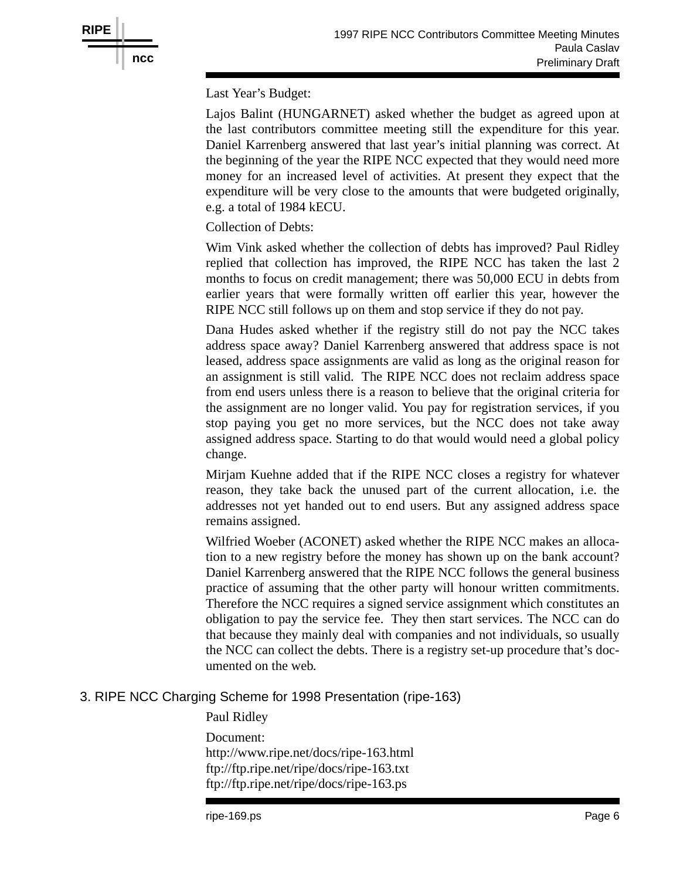Last Year's Budget:

Lajos Balint (HUNGARNET) asked whether the budget as agreed upon at the last contributors committee meeting still the expenditure for this year. Daniel Karrenberg answered that last year's initial planning was correct. At the beginning of the year the RIPE NCC expected that they would need more money for an increased level of activities. At present they expect that the expenditure will be very close to the amounts that were budgeted originally, e.g. a total of 1984 kECU.

Collection of Debts:

Wim Vink asked whether the collection of debts has improved? Paul Ridley replied that collection has improved, the RIPE NCC has taken the last 2 months to focus on credit management; there was 50,000 ECU in debts from earlier years that were formally written off earlier this year, however the RIPE NCC still follows up on them and stop service if they do not pay.

Dana Hudes asked whether if the registry still do not pay the NCC takes address space away? Daniel Karrenberg answered that address space is not leased, address space assignments are valid as long as the original reason for an assignment is still valid. The RIPE NCC does not reclaim address space from end users unless there is a reason to believe that the original criteria for the assignment are no longer valid. You pay for registration services, if you stop paying you get no more services, but the NCC does not take away assigned address space. Starting to do that would would need a global policy change.

Mirjam Kuehne added that if the RIPE NCC closes a registry for whatever reason, they take back the unused part of the current allocation, i.e. the addresses not yet handed out to end users. But any assigned address space remains assigned.

Wilfried Woeber (ACONET) asked whether the RIPE NCC makes an allocation to a new registry before the money has shown up on the bank account? Daniel Karrenberg answered that the RIPE NCC follows the general business practice of assuming that the other party will honour written commitments. Therefore the NCC requires a signed service assignment which constitutes an obligation to pay the service fee. They then start services. The NCC can do that because they mainly deal with companies and not individuals, so usually the NCC can collect the debts. There is a registry set-up procedure that's documented on the web.

## 3. RIPE NCC Charging Scheme for 1998 Presentation (ripe-163)

Paul Ridley

Document:
http://www.ripe.net/docs/ripe-163.html
ftp://ftp.ripe.net/ripe/docs/ripe-163.txt
ftp://ftp.ripe.net/ripe/docs/ripe-163.ps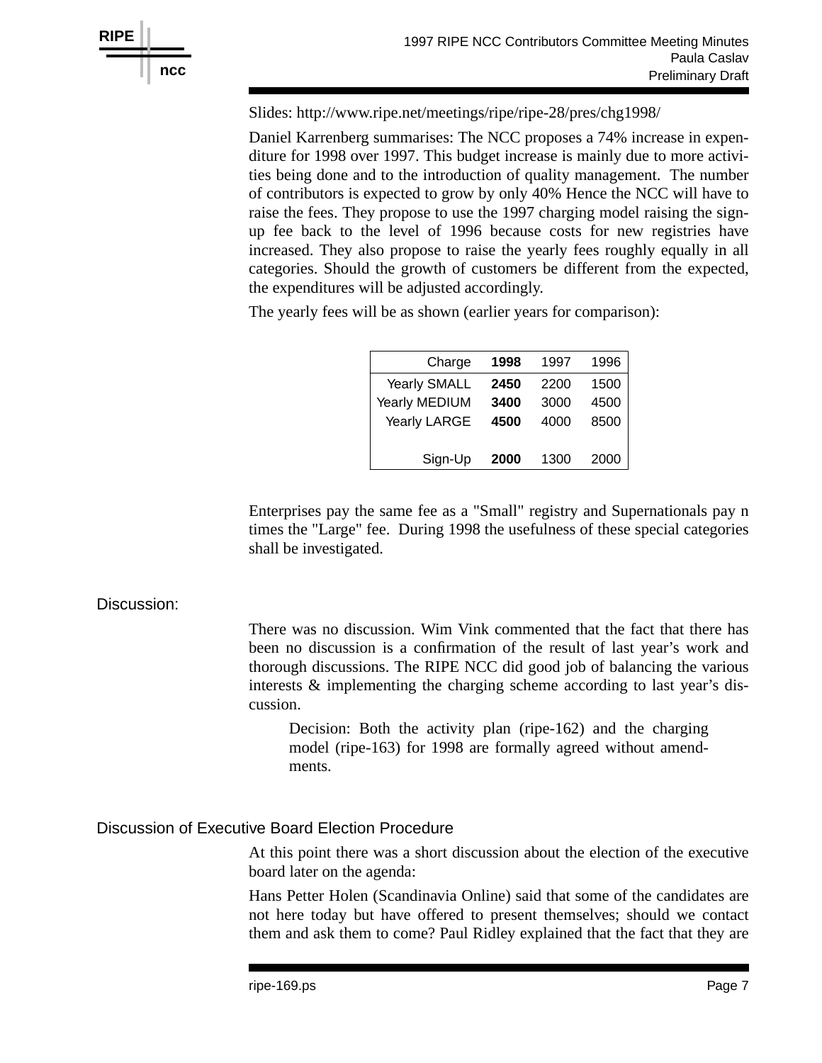Slides: http://www.ripe.net/meetings/ripe/ripe-28/pres/chg1998/

Daniel Karrenberg summarises: The NCC proposes a 74% increase in expenditure for 1998 over 1997. This budget increase is mainly due to more activities being done and to the introduction of quality management. The number of contributors is expected to grow by only 40% Hence the NCC will have to raise the fees. They propose to use the 1997 charging model raising the sign-up fee back to the level of 1996 because costs for new registries have increased. They also propose to raise the yearly fees roughly equally in all categories. Should the growth of customers be different from the expected, the expenditures will be adjusted accordingly.

The yearly fees will be as shown (earlier years for comparison):

| Charge | **1998** | 1997 | 1996 |
|---|---|---|---|
| Yearly SMALL | **2450** | 2200 | 1500 |
| Yearly MEDIUM | **3400** | 3000 | 4500 |
| Yearly LARGE | **4500** | 4000 | 8500 |
| Sign-Up | **2000** | 1300 | 2000 |

Enterprises pay the same fee as a "Small" registry and Supernationals pay n times the "Large" fee. During 1998 the usefulness of these special categories shall be investigated.

## Discussion:

There was no discussion. Wim Vink commented that the fact that there has been no discussion is a confirmation of the result of last year's work and thorough discussions. The RIPE NCC did good job of balancing the various interests & implementing the charging scheme according to last year's discussion.

> Decision: Both the activity plan (ripe-162) and the charging model (ripe-163) for 1998 are formally agreed without amendments.

## Discussion of Executive Board Election Procedure

At this point there was a short discussion about the election of the executive board later on the agenda:

Hans Petter Holen (Scandinavia Online) said that some of the candidates are not here today but have offered to present themselves; should we contact them and ask them to come? Paul Ridley explained that the fact that they are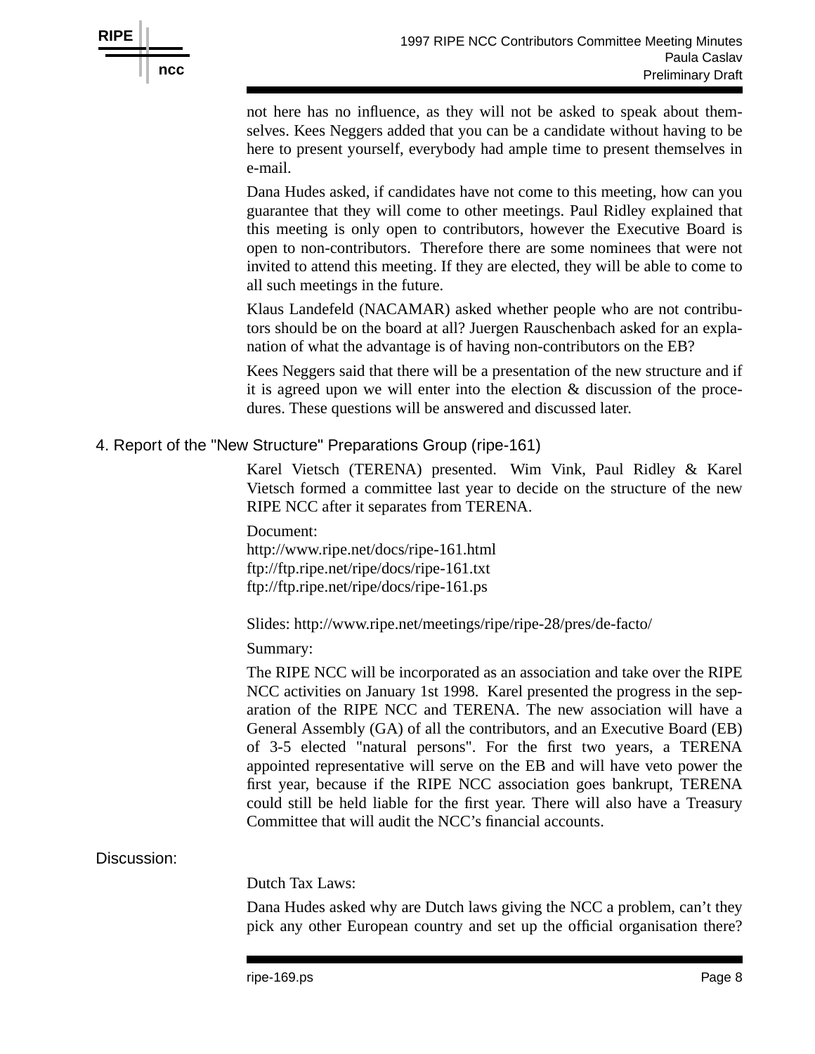not here has no influence, as they will not be asked to speak about themselves. Kees Neggers added that you can be a candidate without having to be here to present yourself, everybody had ample time to present themselves in e-mail.

Dana Hudes asked, if candidates have not come to this meeting, how can you guarantee that they will come to other meetings. Paul Ridley explained that this meeting is only open to contributors, however the Executive Board is open to non-contributors. Therefore there are some nominees that were not invited to attend this meeting. If they are elected, they will be able to come to all such meetings in the future.

Klaus Landefeld (NACAMAR) asked whether people who are not contributors should be on the board at all? Juergen Rauschenbach asked for an explanation of what the advantage is of having non-contributors on the EB?

Kees Neggers said that there will be a presentation of the new structure and if it is agreed upon we will enter into the election & discussion of the procedures. These questions will be answered and discussed later.

## 4. Report of the "New Structure" Preparations Group (ripe-161)

Karel Vietsch (TERENA) presented. Wim Vink, Paul Ridley & Karel Vietsch formed a committee last year to decide on the structure of the new RIPE NCC after it separates from TERENA.

Document:
http://www.ripe.net/docs/ripe-161.html
ftp://ftp.ripe.net/ripe/docs/ripe-161.txt
ftp://ftp.ripe.net/ripe/docs/ripe-161.ps

Slides: http://www.ripe.net/meetings/ripe/ripe-28/pres/de-facto/

Summary:

The RIPE NCC will be incorporated as an association and take over the RIPE NCC activities on January 1st 1998. Karel presented the progress in the separation of the RIPE NCC and TERENA. The new association will have a General Assembly (GA) of all the contributors, and an Executive Board (EB) of 3-5 elected "natural persons". For the first two years, a TERENA appointed representative will serve on the EB and will have veto power the first year, because if the RIPE NCC association goes bankrupt, TERENA could still be held liable for the first year. There will also have a Treasury Committee that will audit the NCC's financial accounts.

## Discussion:

Dutch Tax Laws:

Dana Hudes asked why are Dutch laws giving the NCC a problem, can't they pick any other European country and set up the official organisation there?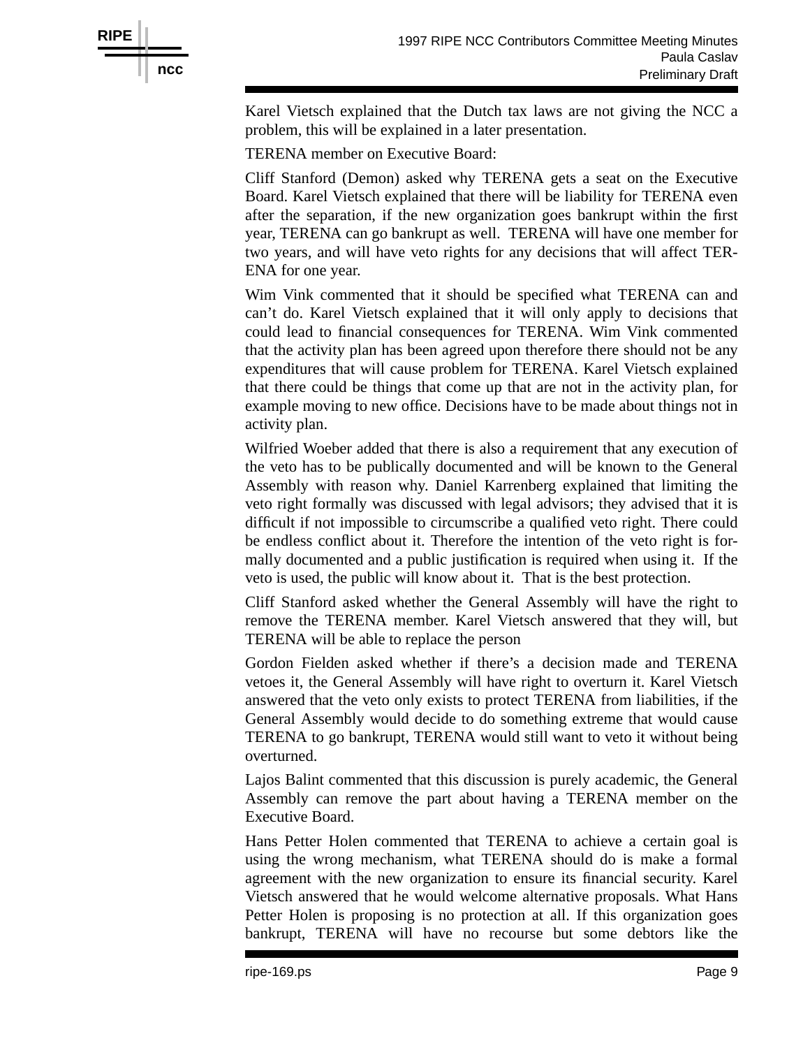Karel Vietsch explained that the Dutch tax laws are not giving the NCC a problem, this will be explained in a later presentation.

TERENA member on Executive Board:

Cliff Stanford (Demon) asked why TERENA gets a seat on the Executive Board. Karel Vietsch explained that there will be liability for TERENA even after the separation, if the new organization goes bankrupt within the first year, TERENA can go bankrupt as well. TERENA will have one member for two years, and will have veto rights for any decisions that will affect TERENA for one year.

Wim Vink commented that it should be specified what TERENA can and can't do. Karel Vietsch explained that it will only apply to decisions that could lead to financial consequences for TERENA. Wim Vink commented that the activity plan has been agreed upon therefore there should not be any expenditures that will cause problem for TERENA. Karel Vietsch explained that there could be things that come up that are not in the activity plan, for example moving to new office. Decisions have to be made about things not in activity plan.

Wilfried Woeber added that there is also a requirement that any execution of the veto has to be publically documented and will be known to the General Assembly with reason why. Daniel Karrenberg explained that limiting the veto right formally was discussed with legal advisors; they advised that it is difficult if not impossible to circumscribe a qualified veto right. There could be endless conflict about it. Therefore the intention of the veto right is formally documented and a public justification is required when using it. If the veto is used, the public will know about it. That is the best protection.

Cliff Stanford asked whether the General Assembly will have the right to remove the TERENA member. Karel Vietsch answered that they will, but TERENA will be able to replace the person

Gordon Fielden asked whether if there's a decision made and TERENA vetoes it, the General Assembly will have right to overturn it. Karel Vietsch answered that the veto only exists to protect TERENA from liabilities, if the General Assembly would decide to do something extreme that would cause TERENA to go bankrupt, TERENA would still want to veto it without being overturned.

Lajos Balint commented that this discussion is purely academic, the General Assembly can remove the part about having a TERENA member on the Executive Board.

Hans Petter Holen commented that TERENA to achieve a certain goal is using the wrong mechanism, what TERENA should do is make a formal agreement with the new organization to ensure its financial security. Karel Vietsch answered that he would welcome alternative proposals. What Hans Petter Holen is proposing is no protection at all. If this organization goes bankrupt, TERENA will have no recourse but some debtors like the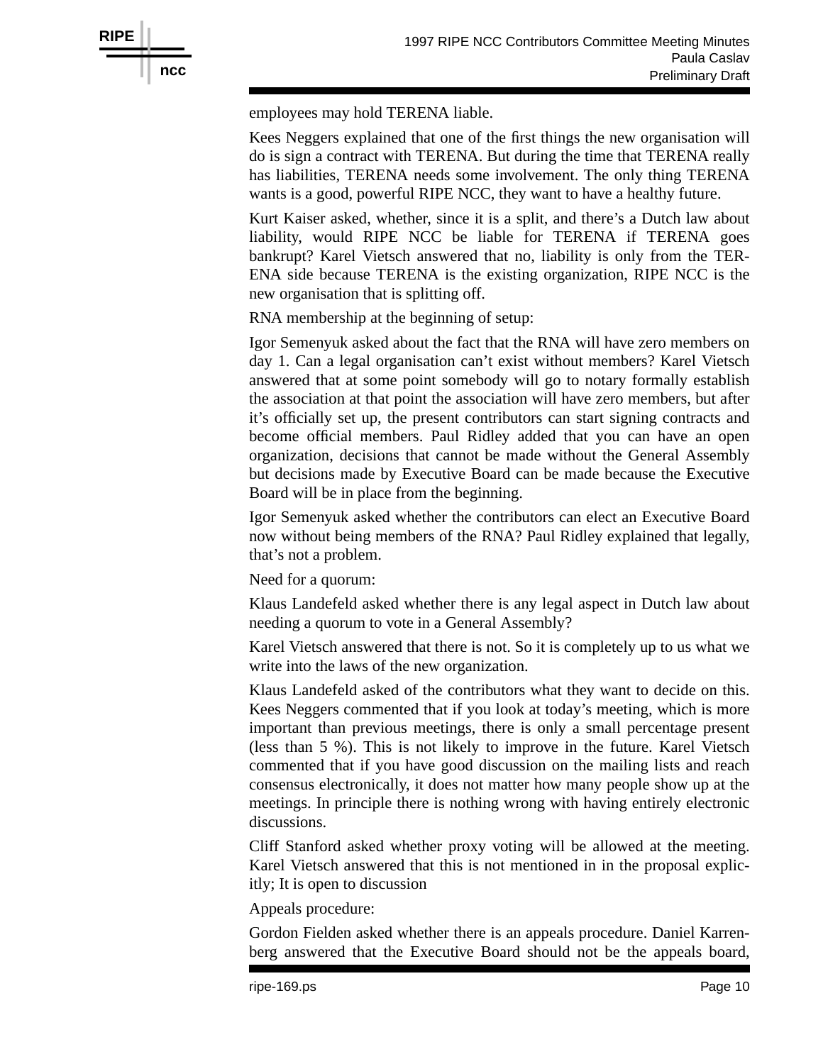employees may hold TERENA liable.

Kees Neggers explained that one of the first things the new organisation will do is sign a contract with TERENA. But during the time that TERENA really has liabilities, TERENA needs some involvement. The only thing TERENA wants is a good, powerful RIPE NCC, they want to have a healthy future.

Kurt Kaiser asked, whether, since it is a split, and there's a Dutch law about liability, would RIPE NCC be liable for TERENA if TERENA goes bankrupt? Karel Vietsch answered that no, liability is only from the TERENA side because TERENA is the existing organization, RIPE NCC is the new organisation that is splitting off.

RNA membership at the beginning of setup:

Igor Semenyuk asked about the fact that the RNA will have zero members on day 1. Can a legal organisation can't exist without members? Karel Vietsch answered that at some point somebody will go to notary formally establish the association at that point the association will have zero members, but after it's officially set up, the present contributors can start signing contracts and become official members. Paul Ridley added that you can have an open organization, decisions that cannot be made without the General Assembly but decisions made by Executive Board can be made because the Executive Board will be in place from the beginning.

Igor Semenyuk asked whether the contributors can elect an Executive Board now without being members of the RNA? Paul Ridley explained that legally, that's not a problem.

Need for a quorum:

Klaus Landefeld asked whether there is any legal aspect in Dutch law about needing a quorum to vote in a General Assembly?

Karel Vietsch answered that there is not. So it is completely up to us what we write into the laws of the new organization.

Klaus Landefeld asked of the contributors what they want to decide on this. Kees Neggers commented that if you look at today's meeting, which is more important than previous meetings, there is only a small percentage present (less than 5 %). This is not likely to improve in the future. Karel Vietsch commented that if you have good discussion on the mailing lists and reach consensus electronically, it does not matter how many people show up at the meetings. In principle there is nothing wrong with having entirely electronic discussions.

Cliff Stanford asked whether proxy voting will be allowed at the meeting. Karel Vietsch answered that this is not mentioned in in the proposal explicitly; It is open to discussion

Appeals procedure:

Gordon Fielden asked whether there is an appeals procedure. Daniel Karrenberg answered that the Executive Board should not be the appeals board,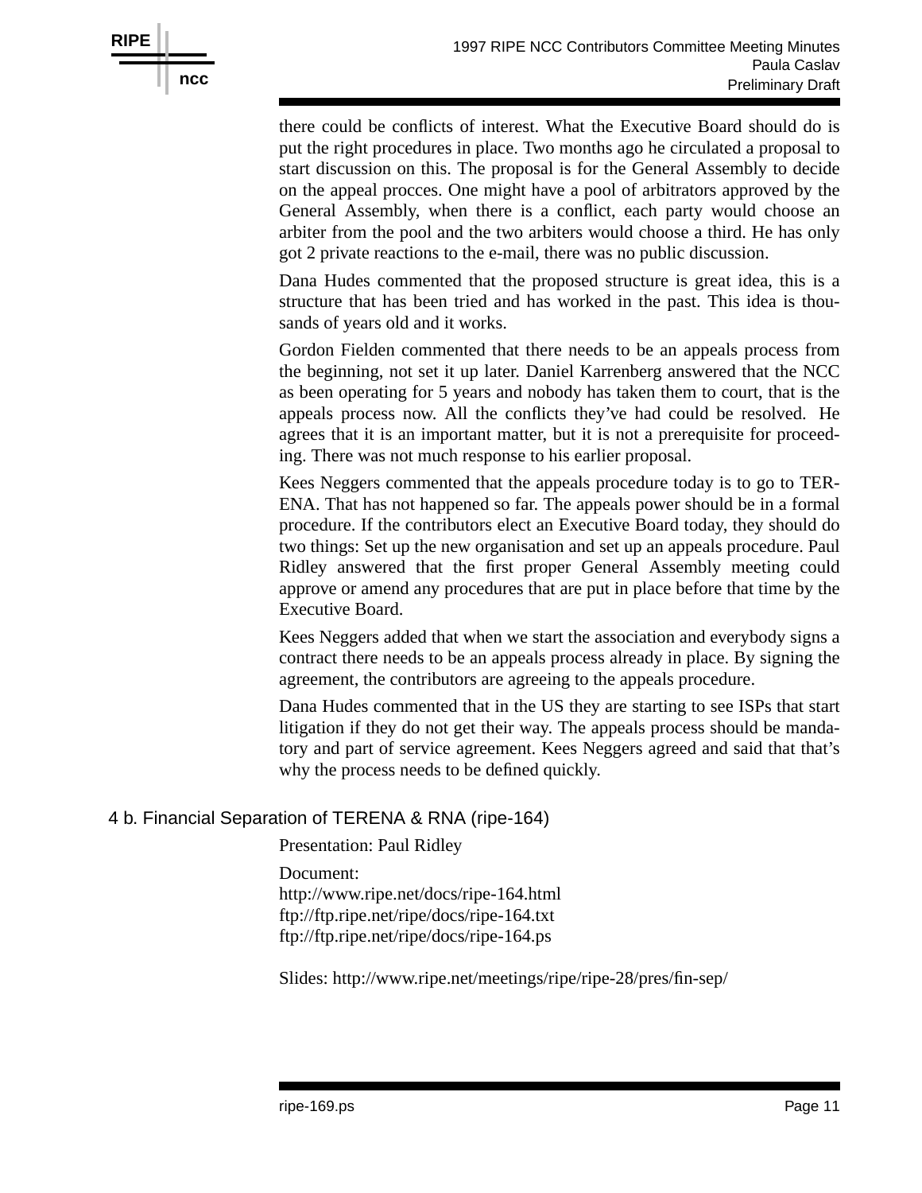there could be conflicts of interest. What the Executive Board should do is put the right procedures in place. Two months ago he circulated a proposal to start discussion on this. The proposal is for the General Assembly to decide on the appeal procces. One might have a pool of arbitrators approved by the General Assembly, when there is a conflict, each party would choose an arbiter from the pool and the two arbiters would choose a third. He has only got 2 private reactions to the e-mail, there was no public discussion.

Dana Hudes commented that the proposed structure is great idea, this is a structure that has been tried and has worked in the past. This idea is thousands of years old and it works.

Gordon Fielden commented that there needs to be an appeals process from the beginning, not set it up later. Daniel Karrenberg answered that the NCC as been operating for 5 years and nobody has taken them to court, that is the appeals process now. All the conflicts they've had could be resolved. He agrees that it is an important matter, but it is not a prerequisite for proceeding. There was not much response to his earlier proposal.

Kees Neggers commented that the appeals procedure today is to go to TERENA. That has not happened so far. The appeals power should be in a formal procedure. If the contributors elect an Executive Board today, they should do two things: Set up the new organisation and set up an appeals procedure. Paul Ridley answered that the first proper General Assembly meeting could approve or amend any procedures that are put in place before that time by the Executive Board.

Kees Neggers added that when we start the association and everybody signs a contract there needs to be an appeals process already in place. By signing the agreement, the contributors are agreeing to the appeals procedure.

Dana Hudes commented that in the US they are starting to see ISPs that start litigation if they do not get their way. The appeals process should be mandatory and part of service agreement. Kees Neggers agreed and said that that's why the process needs to be defined quickly.

## 4 b. Financial Separation of TERENA & RNA (ripe-164)

Presentation: Paul Ridley

Document:
http://www.ripe.net/docs/ripe-164.html
ftp://ftp.ripe.net/ripe/docs/ripe-164.txt
ftp://ftp.ripe.net/ripe/docs/ripe-164.ps

Slides: http://www.ripe.net/meetings/ripe/ripe-28/pres/fin-sep/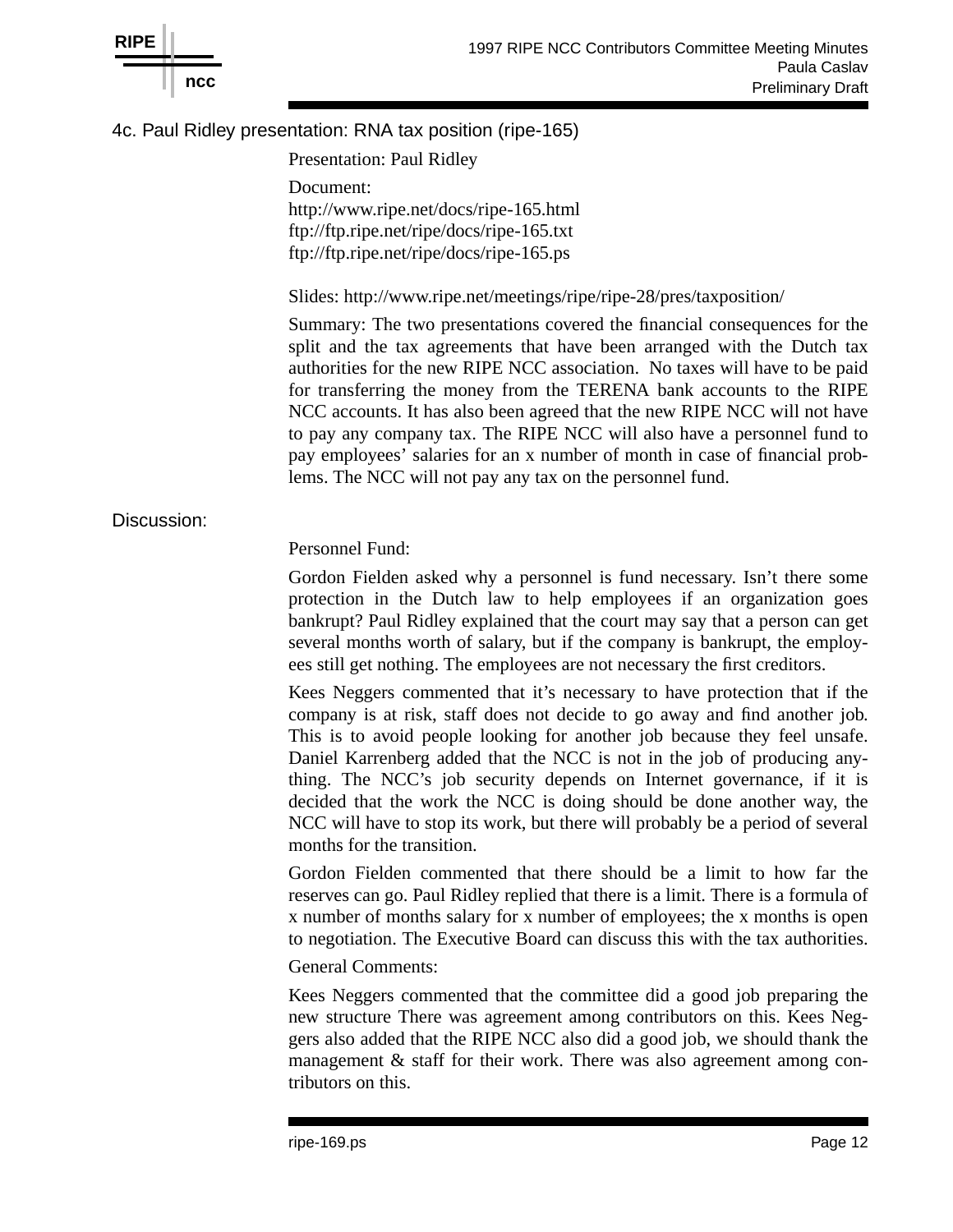## 4c. Paul Ridley presentation: RNA tax position (ripe-165)

Presentation: Paul Ridley

Document:
http://www.ripe.net/docs/ripe-165.html
ftp://ftp.ripe.net/ripe/docs/ripe-165.txt
ftp://ftp.ripe.net/ripe/docs/ripe-165.ps

Slides: http://www.ripe.net/meetings/ripe/ripe-28/pres/taxposition/

Summary: The two presentations covered the financial consequences for the split and the tax agreements that have been arranged with the Dutch tax authorities for the new RIPE NCC association. No taxes will have to be paid for transferring the money from the TERENA bank accounts to the RIPE NCC accounts. It has also been agreed that the new RIPE NCC will not have to pay any company tax. The RIPE NCC will also have a personnel fund to pay employees' salaries for an x number of month in case of financial problems. The NCC will not pay any tax on the personnel fund.

### Discussion:

Personnel Fund:

Gordon Fielden asked why a personnel is fund necessary. Isn't there some protection in the Dutch law to help employees if an organization goes bankrupt? Paul Ridley explained that the court may say that a person can get several months worth of salary, but if the company is bankrupt, the employees still get nothing. The employees are not necessary the first creditors.

Kees Neggers commented that it's necessary to have protection that if the company is at risk, staff does not decide to go away and find another job. This is to avoid people looking for another job because they feel unsafe. Daniel Karrenberg added that the NCC is not in the job of producing anything. The NCC's job security depends on Internet governance, if it is decided that the work the NCC is doing should be done another way, the NCC will have to stop its work, but there will probably be a period of several months for the transition.

Gordon Fielden commented that there should be a limit to how far the reserves can go. Paul Ridley replied that there is a limit. There is a formula of x number of months salary for x number of employees; the x months is open to negotiation. The Executive Board can discuss this with the tax authorities.

General Comments:

Kees Neggers commented that the committee did a good job preparing the new structure There was agreement among contributors on this. Kees Neggers also added that the RIPE NCC also did a good job, we should thank the management & staff for their work. There was also agreement among contributors on this.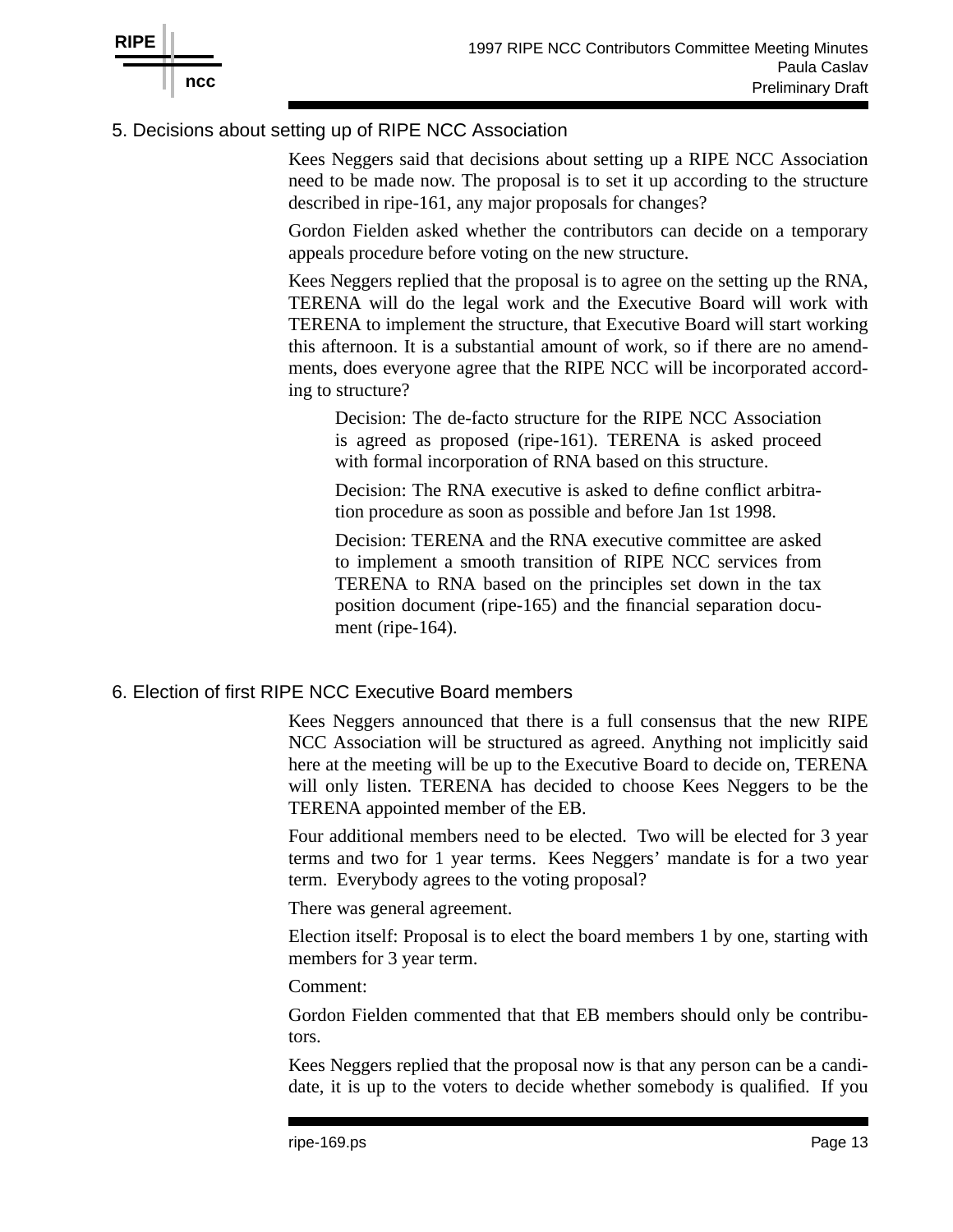## 5. Decisions about setting up of RIPE NCC Association

Kees Neggers said that decisions about setting up a RIPE NCC Association need to be made now. The proposal is to set it up according to the structure described in ripe-161, any major proposals for changes?

Gordon Fielden asked whether the contributors can decide on a temporary appeals procedure before voting on the new structure.

Kees Neggers replied that the proposal is to agree on the setting up the RNA, TERENA will do the legal work and the Executive Board will work with TERENA to implement the structure, that Executive Board will start working this afternoon. It is a substantial amount of work, so if there are no amendments, does everyone agree that the RIPE NCC will be incorporated according to structure?

> Decision: The de-facto structure for the RIPE NCC Association is agreed as proposed (ripe-161). TERENA is asked proceed with formal incorporation of RNA based on this structure.
>
> Decision: The RNA executive is asked to define conflict arbitration procedure as soon as possible and before Jan 1st 1998.
>
> Decision: TERENA and the RNA executive committee are asked to implement a smooth transition of RIPE NCC services from TERENA to RNA based on the principles set down in the tax position document (ripe-165) and the financial separation document (ripe-164).

## 6. Election of first RIPE NCC Executive Board members

Kees Neggers announced that there is a full consensus that the new RIPE NCC Association will be structured as agreed. Anything not implicitly said here at the meeting will be up to the Executive Board to decide on, TERENA will only listen. TERENA has decided to choose Kees Neggers to be the TERENA appointed member of the EB.

Four additional members need to be elected. Two will be elected for 3 year terms and two for 1 year terms. Kees Neggers' mandate is for a two year term. Everybody agrees to the voting proposal?

There was general agreement.

Election itself: Proposal is to elect the board members 1 by one, starting with members for 3 year term.

Comment:

Gordon Fielden commented that that EB members should only be contributors.

Kees Neggers replied that the proposal now is that any person can be a candidate, it is up to the voters to decide whether somebody is qualified. If you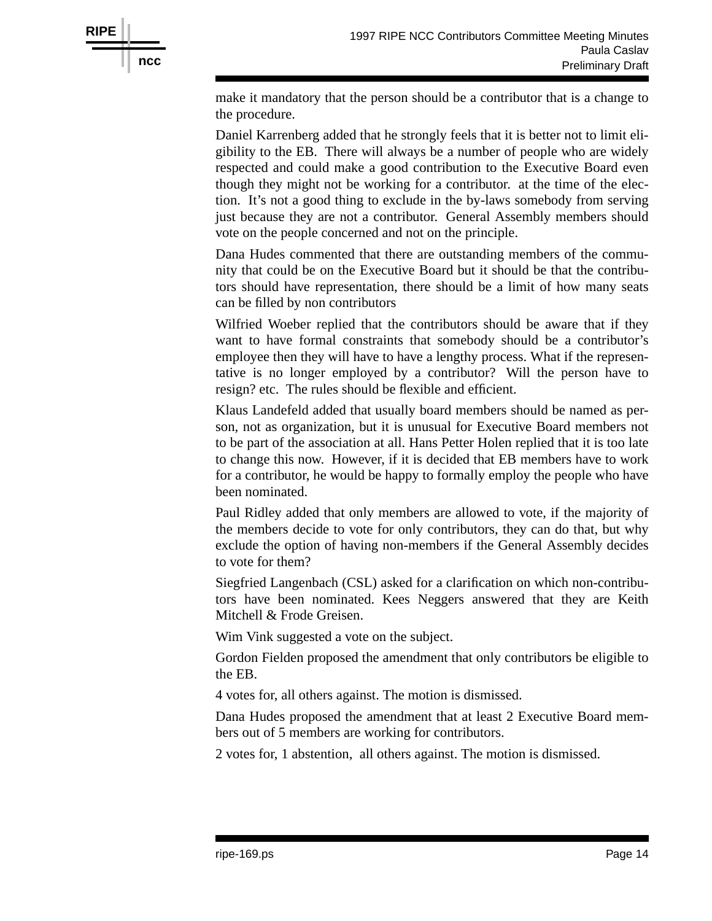make it mandatory that the person should be a contributor that is a change to the procedure.

Daniel Karrenberg added that he strongly feels that it is better not to limit eligibility to the EB. There will always be a number of people who are widely respected and could make a good contribution to the Executive Board even though they might not be working for a contributor. at the time of the election. It's not a good thing to exclude in the by-laws somebody from serving just because they are not a contributor. General Assembly members should vote on the people concerned and not on the principle.

Dana Hudes commented that there are outstanding members of the community that could be on the Executive Board but it should be that the contributors should have representation, there should be a limit of how many seats can be filled by non contributors

Wilfried Woeber replied that the contributors should be aware that if they want to have formal constraints that somebody should be a contributor's employee then they will have to have a lengthy process. What if the representative is no longer employed by a contributor? Will the person have to resign? etc. The rules should be flexible and efficient.

Klaus Landefeld added that usually board members should be named as person, not as organization, but it is unusual for Executive Board members not to be part of the association at all. Hans Petter Holen replied that it is too late to change this now. However, if it is decided that EB members have to work for a contributor, he would be happy to formally employ the people who have been nominated.

Paul Ridley added that only members are allowed to vote, if the majority of the members decide to vote for only contributors, they can do that, but why exclude the option of having non-members if the General Assembly decides to vote for them?

Siegfried Langenbach (CSL) asked for a clarification on which non-contributors have been nominated. Kees Neggers answered that they are Keith Mitchell & Frode Greisen.

Wim Vink suggested a vote on the subject.

Gordon Fielden proposed the amendment that only contributors be eligible to the EB.

4 votes for, all others against. The motion is dismissed.

Dana Hudes proposed the amendment that at least 2 Executive Board members out of 5 members are working for contributors.

2 votes for, 1 abstention, all others against. The motion is dismissed.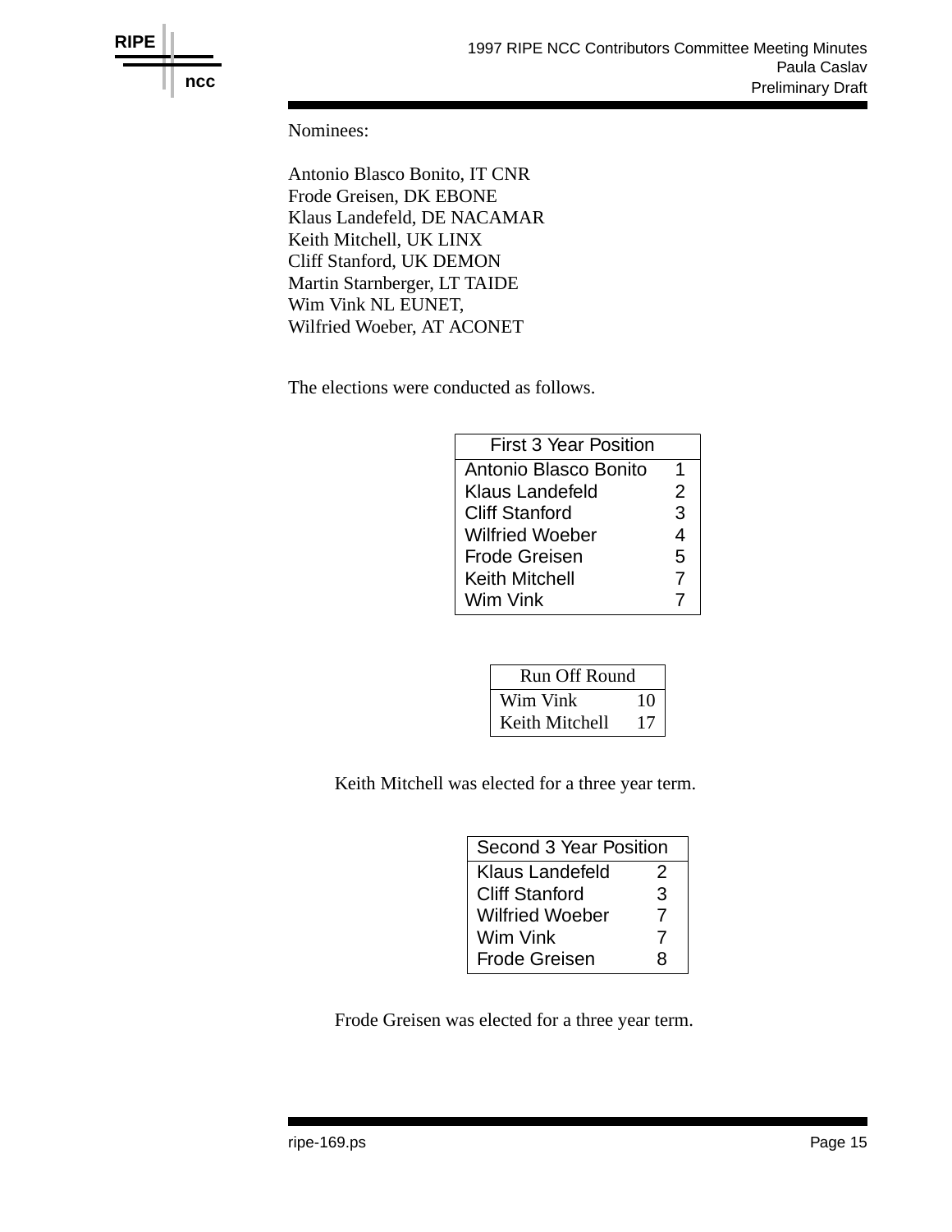Nominees:

Antonio Blasco Bonito, IT CNR
Frode Greisen, DK EBONE
Klaus Landefeld, DE NACAMAR
Keith Mitchell, UK LINX
Cliff Stanford, UK DEMON
Martin Starnberger, LT TAIDE
Wim Vink NL EUNET,
Wilfried Woeber, AT ACONET

The elections were conducted as follows.

| First 3 Year Position | |
|---|---|
| Antonio Blasco Bonito | 1 |
| Klaus Landefeld | 2 |
| Cliff Stanford | 3 |
| Wilfried Woeber | 4 |
| Frode Greisen | 5 |
| Keith Mitchell | 7 |
| Wim Vink | 7 |

| Run Off Round | |
|---|---|
| Wim Vink | 10 |
| Keith Mitchell | 17 |

Keith Mitchell was elected for a three year term.

| Second 3 Year Position | |
|---|---|
| Klaus Landefeld | 2 |
| Cliff Stanford | 3 |
| Wilfried Woeber | 7 |
| Wim Vink | 7 |
| Frode Greisen | 8 |

Frode Greisen was elected for a three year term.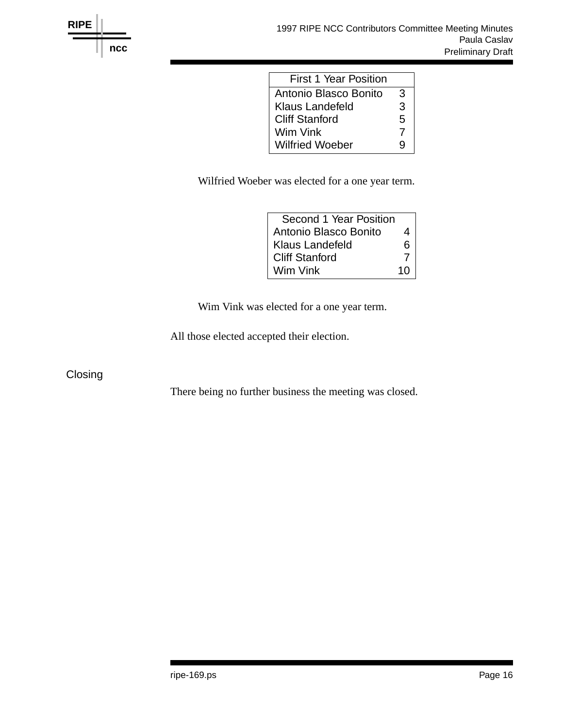| First 1 Year Position | |
|---|---|
| Antonio Blasco Bonito | 3 |
| Klaus Landefeld | 3 |
| Cliff Stanford | 5 |
| Wim Vink | 7 |
| Wilfried Woeber | 9 |

Wilfried Woeber was elected for a one year term.

| Second 1 Year Position | |
|---|---|
| Antonio Blasco Bonito | 4 |
| Klaus Landefeld | 6 |
| Cliff Stanford | 7 |
| Wim Vink | 10 |

Wim Vink was elected for a one year term.

All those elected accepted their election.

## Closing

There being no further business the meeting was closed.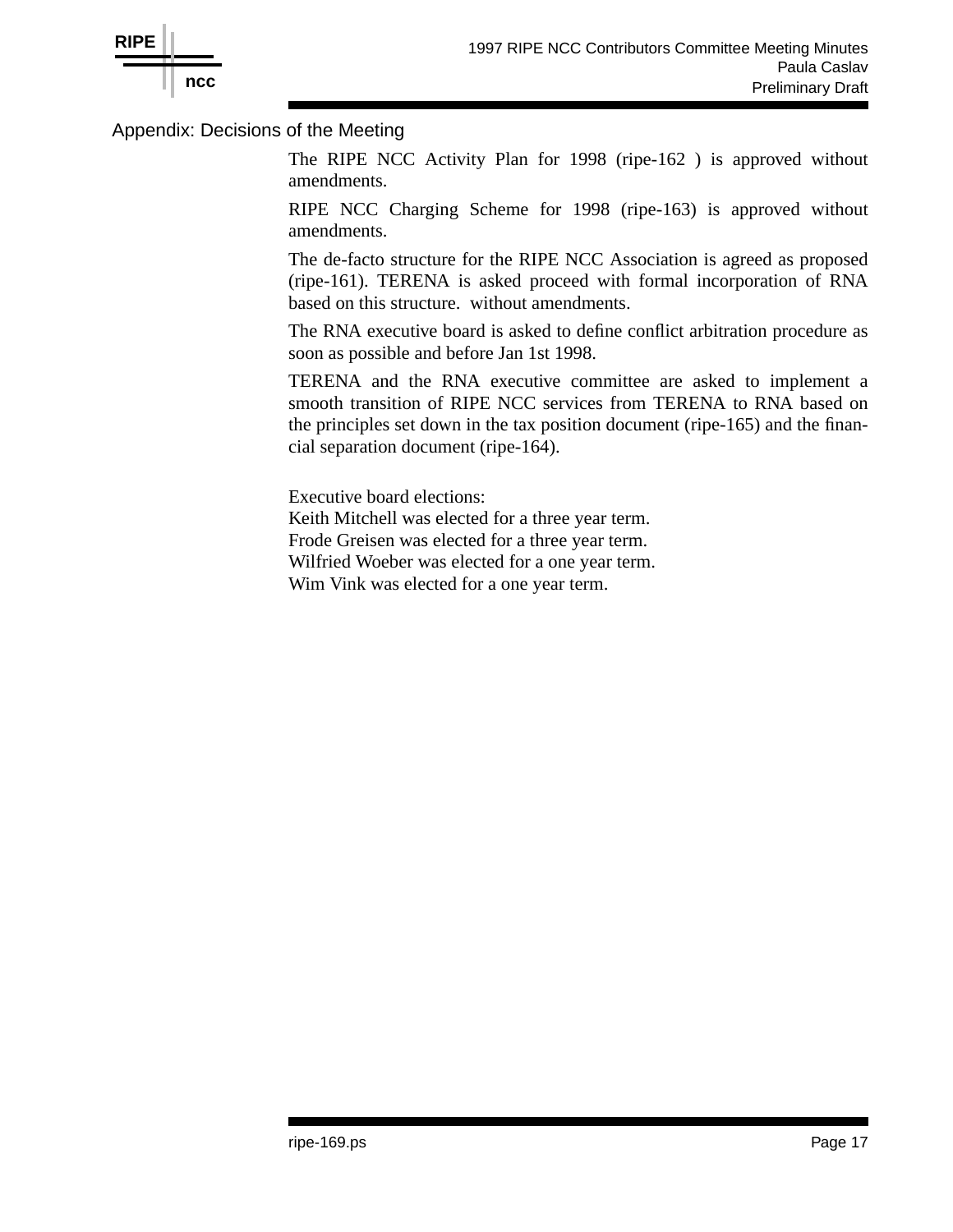## Appendix: Decisions of the Meeting

The RIPE NCC Activity Plan for 1998 (ripe-162 ) is approved without amendments.

RIPE NCC Charging Scheme for 1998 (ripe-163) is approved without amendments.

The de-facto structure for the RIPE NCC Association is agreed as proposed (ripe-161). TERENA is asked proceed with formal incorporation of RNA based on this structure. without amendments.

The RNA executive board is asked to define conflict arbitration procedure as soon as possible and before Jan 1st 1998.

TERENA and the RNA executive committee are asked to implement a smooth transition of RIPE NCC services from TERENA to RNA based on the principles set down in the tax position document (ripe-165) and the financial separation document (ripe-164).

Executive board elections:
Keith Mitchell was elected for a three year term.
Frode Greisen was elected for a three year term.
Wilfried Woeber was elected for a one year term.
Wim Vink was elected for a one year term.